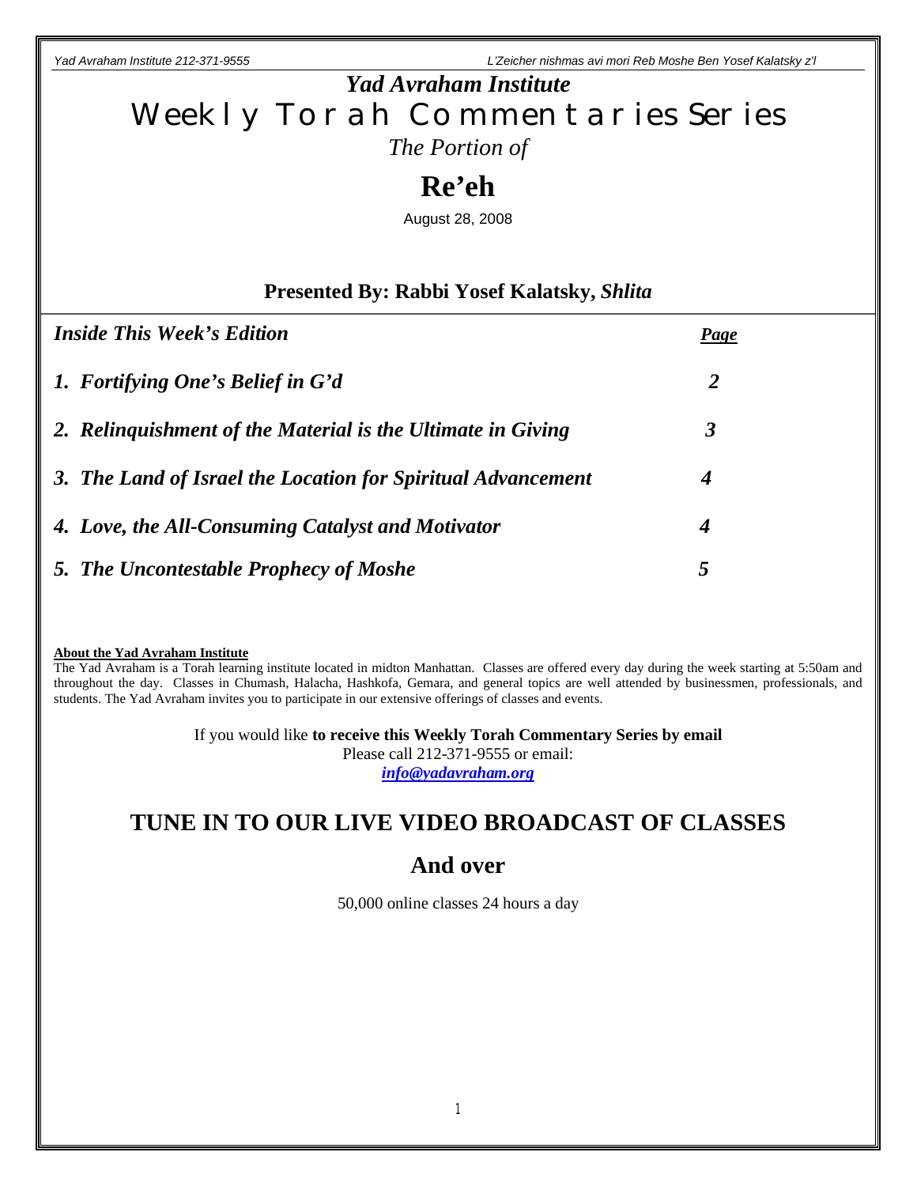# *Yad Avraham Institute*

## Weekly Torah Commentaries Series

*The Portion of*

# Re'eh

August 28, 2008

### Presented By: Rabbi Yosef Kalatsky, *Shlita*

| ***Inside This Week's Edition*** | ***Page*** |
|---|---|
| ***1. Fortifying One's Belief in G'd*** | ***2*** |
| ***2. Relinquishment of the Material is the Ultimate in Giving*** | ***3*** |
| ***3. The Land of Israel the Location for Spiritual Advancement*** | ***4*** |
| ***4. Love, the All-Consuming Catalyst and Motivator*** | ***4*** |
| ***5. The Uncontestable Prophecy of Moshe*** | ***5*** |

**About the Yad Avraham Institute**

The Yad Avraham is a Torah learning institute located in midton Manhattan. Classes are offered every day during the week starting at 5:50am and throughout the day. Classes in Chumash, Halacha, Hashkofa, Gemara, and general topics are well attended by businessmen, professionals, and students. The Yad Avraham invites you to participate in our extensive offerings of classes and events.

If you would like **to receive this Weekly Torah Commentary Series by email**
Please call 212-371-9555 or email:
***info@yadavraham.org***

## TUNE IN TO OUR LIVE VIDEO BROADCAST OF CLASSES

## And over

50,000 online classes 24 hours a day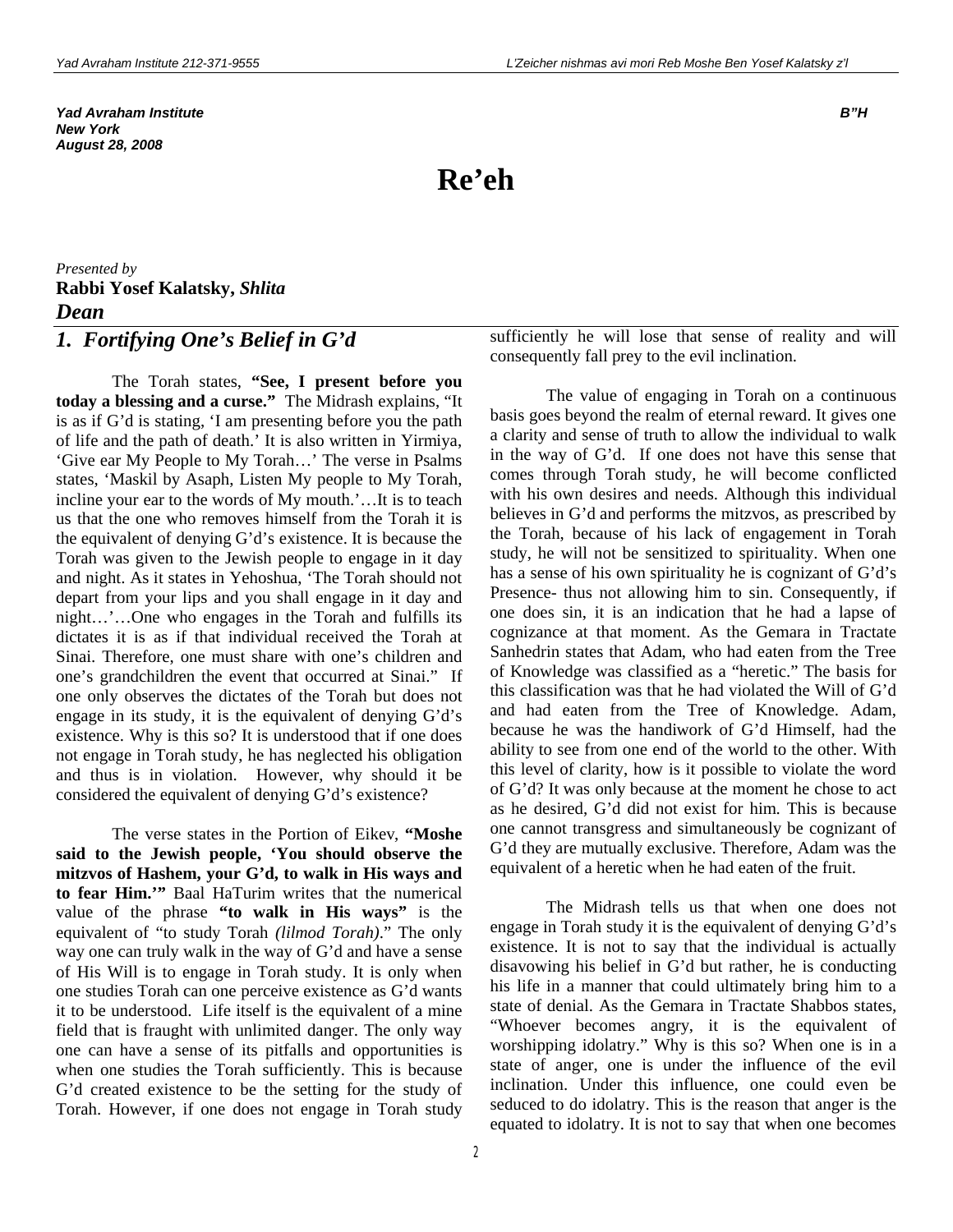*Yad Avraham Institute*
*New York*
*August 28, 2008*

**B"H**

# Re'eh

*Presented by*
**Rabbi Yosef Kalatsky,** ***Shlita***
***Dean***

## *1. Fortifying One's Belief in G'd*

The Torah states, **"See, I present before you today a blessing and a curse."** The Midrash explains, "It is as if G'd is stating, 'I am presenting before you the path of life and the path of death.' It is also written in Yirmiya, 'Give ear My People to My Torah…' The verse in Psalms states, 'Maskil by Asaph, Listen My people to My Torah, incline your ear to the words of My mouth.'…It is to teach us that the one who removes himself from the Torah it is the equivalent of denying G'd's existence. It is because the Torah was given to the Jewish people to engage in it day and night. As it states in Yehoshua, 'The Torah should not depart from your lips and you shall engage in it day and night…'…One who engages in the Torah and fulfills its dictates it is as if that individual received the Torah at Sinai. Therefore, one must share with one's children and one's grandchildren the event that occurred at Sinai." If one only observes the dictates of the Torah but does not engage in its study, it is the equivalent of denying G'd's existence. Why is this so? It is understood that if one does not engage in Torah study, he has neglected his obligation and thus is in violation. However, why should it be considered the equivalent of denying G'd's existence?

The verse states in the Portion of Eikev, **"Moshe said to the Jewish people, 'You should observe the mitzvos of Hashem, your G'd, to walk in His ways and to fear Him.'"** Baal HaTurim writes that the numerical value of the phrase **"to walk in His ways"** is the equivalent of "to study Torah *(lilmod Torah)*." The only way one can truly walk in the way of G'd and have a sense of His Will is to engage in Torah study. It is only when one studies Torah can one perceive existence as G'd wants it to be understood. Life itself is the equivalent of a mine field that is fraught with unlimited danger. The only way one can have a sense of its pitfalls and opportunities is when one studies the Torah sufficiently. This is because G'd created existence to be the setting for the study of Torah. However, if one does not engage in Torah study sufficiently he will lose that sense of reality and will consequently fall prey to the evil inclination.

The value of engaging in Torah on a continuous basis goes beyond the realm of eternal reward. It gives one a clarity and sense of truth to allow the individual to walk in the way of G'd. If one does not have this sense that comes through Torah study, he will become conflicted with his own desires and needs. Although this individual believes in G'd and performs the mitzvos, as prescribed by the Torah, because of his lack of engagement in Torah study, he will not be sensitized to spirituality. When one has a sense of his own spirituality he is cognizant of G'd's Presence- thus not allowing him to sin. Consequently, if one does sin, it is an indication that he had a lapse of cognizance at that moment. As the Gemara in Tractate Sanhedrin states that Adam, who had eaten from the Tree of Knowledge was classified as a "heretic." The basis for this classification was that he had violated the Will of G'd and had eaten from the Tree of Knowledge. Adam, because he was the handiwork of G'd Himself, had the ability to see from one end of the world to the other. With this level of clarity, how is it possible to violate the word of G'd? It was only because at the moment he chose to act as he desired, G'd did not exist for him. This is because one cannot transgress and simultaneously be cognizant of G'd they are mutually exclusive. Therefore, Adam was the equivalent of a heretic when he had eaten of the fruit.

The Midrash tells us that when one does not engage in Torah study it is the equivalent of denying G'd's existence. It is not to say that the individual is actually disavowing his belief in G'd but rather, he is conducting his life in a manner that could ultimately bring him to a state of denial. As the Gemara in Tractate Shabbos states, "Whoever becomes angry, it is the equivalent of worshipping idolatry." Why is this so? When one is in a state of anger, one is under the influence of the evil inclination. Under this influence, one could even be seduced to do idolatry. This is the reason that anger is the equated to idolatry. It is not to say that when one becomes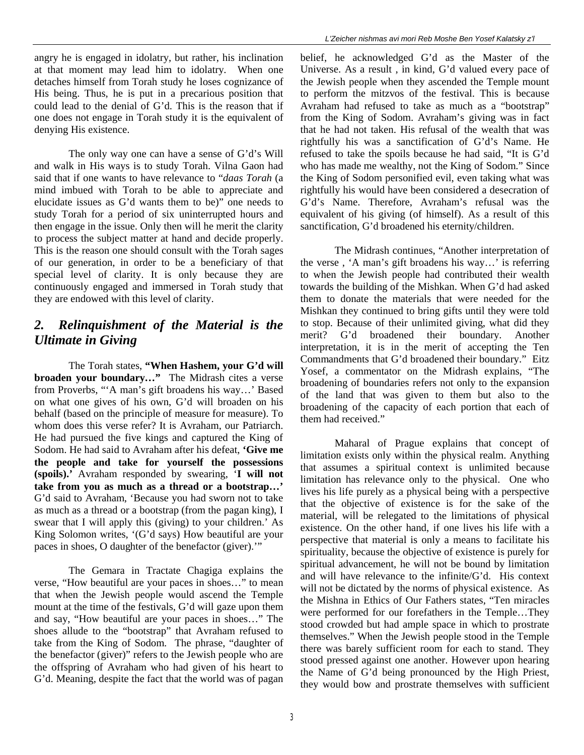angry he is engaged in idolatry, but rather, his inclination at that moment may lead him to idolatry. When one detaches himself from Torah study he loses cognizance of His being. Thus, he is put in a precarious position that could lead to the denial of G'd. This is the reason that if one does not engage in Torah study it is the equivalent of denying His existence.

The only way one can have a sense of G'd's Will and walk in His ways is to study Torah. Vilna Gaon had said that if one wants to have relevance to "*daas Torah* (a mind imbued with Torah to be able to appreciate and elucidate issues as G'd wants them to be)" one needs to study Torah for a period of six uninterrupted hours and then engage in the issue. Only then will he merit the clarity to process the subject matter at hand and decide properly. This is the reason one should consult with the Torah sages of our generation, in order to be a beneficiary of that special level of clarity. It is only because they are continuously engaged and immersed in Torah study that they are endowed with this level of clarity.

## *2. Relinquishment of the Material is the Ultimate in Giving*

The Torah states, **"When Hashem, your G'd will broaden your boundary…"** The Midrash cites a verse from Proverbs, "'A man's gift broadens his way…' Based on what one gives of his own, G'd will broaden on his behalf (based on the principle of measure for measure). To whom does this verse refer? It is Avraham, our Patriarch. He had pursued the five kings and captured the King of Sodom. He had said to Avraham after his defeat, **'Give me the people and take for yourself the possessions (spoils).'** Avraham responded by swearing, '**I will not take from you as much as a thread or a bootstrap…'** G'd said to Avraham, 'Because you had sworn not to take as much as a thread or a bootstrap (from the pagan king), I swear that I will apply this (giving) to your children.' As King Solomon writes, '(G'd says) How beautiful are your paces in shoes, O daughter of the benefactor (giver).'"

The Gemara in Tractate Chagiga explains the verse, "How beautiful are your paces in shoes…" to mean that when the Jewish people would ascend the Temple mount at the time of the festivals, G'd will gaze upon them and say, "How beautiful are your paces in shoes…" The shoes allude to the "bootstrap" that Avraham refused to take from the King of Sodom. The phrase, "daughter of the benefactor (giver)" refers to the Jewish people who are the offspring of Avraham who had given of his heart to G'd. Meaning, despite the fact that the world was of pagan belief, he acknowledged G'd as the Master of the Universe. As a result , in kind, G'd valued every pace of the Jewish people when they ascended the Temple mount to perform the mitzvos of the festival. This is because Avraham had refused to take as much as a "bootstrap" from the King of Sodom. Avraham's giving was in fact that he had not taken. His refusal of the wealth that was rightfully his was a sanctification of G'd's Name. He refused to take the spoils because he had said, "It is G'd who has made me wealthy, not the King of Sodom." Since the King of Sodom personified evil, even taking what was rightfully his would have been considered a desecration of G'd's Name. Therefore, Avraham's refusal was the equivalent of his giving (of himself). As a result of this sanctification, G'd broadened his eternity/children.

The Midrash continues, "Another interpretation of the verse , 'A man's gift broadens his way…' is referring to when the Jewish people had contributed their wealth towards the building of the Mishkan. When G'd had asked them to donate the materials that were needed for the Mishkan they continued to bring gifts until they were told to stop. Because of their unlimited giving, what did they merit? G'd broadened their boundary. Another interpretation, it is in the merit of accepting the Ten Commandments that G'd broadened their boundary." Eitz Yosef, a commentator on the Midrash explains, "The broadening of boundaries refers not only to the expansion of the land that was given to them but also to the broadening of the capacity of each portion that each of them had received."

Maharal of Prague explains that concept of limitation exists only within the physical realm. Anything that assumes a spiritual context is unlimited because limitation has relevance only to the physical. One who lives his life purely as a physical being with a perspective that the objective of existence is for the sake of the material, will be relegated to the limitations of physical existence. On the other hand, if one lives his life with a perspective that material is only a means to facilitate his spirituality, because the objective of existence is purely for spiritual advancement, he will not be bound by limitation and will have relevance to the infinite/G'd. His context will not be dictated by the norms of physical existence. As the Mishna in Ethics of Our Fathers states, "Ten miracles were performed for our forefathers in the Temple…They stood crowded but had ample space in which to prostrate themselves." When the Jewish people stood in the Temple there was barely sufficient room for each to stand. They stood pressed against one another. However upon hearing the Name of G'd being pronounced by the High Priest, they would bow and prostrate themselves with sufficient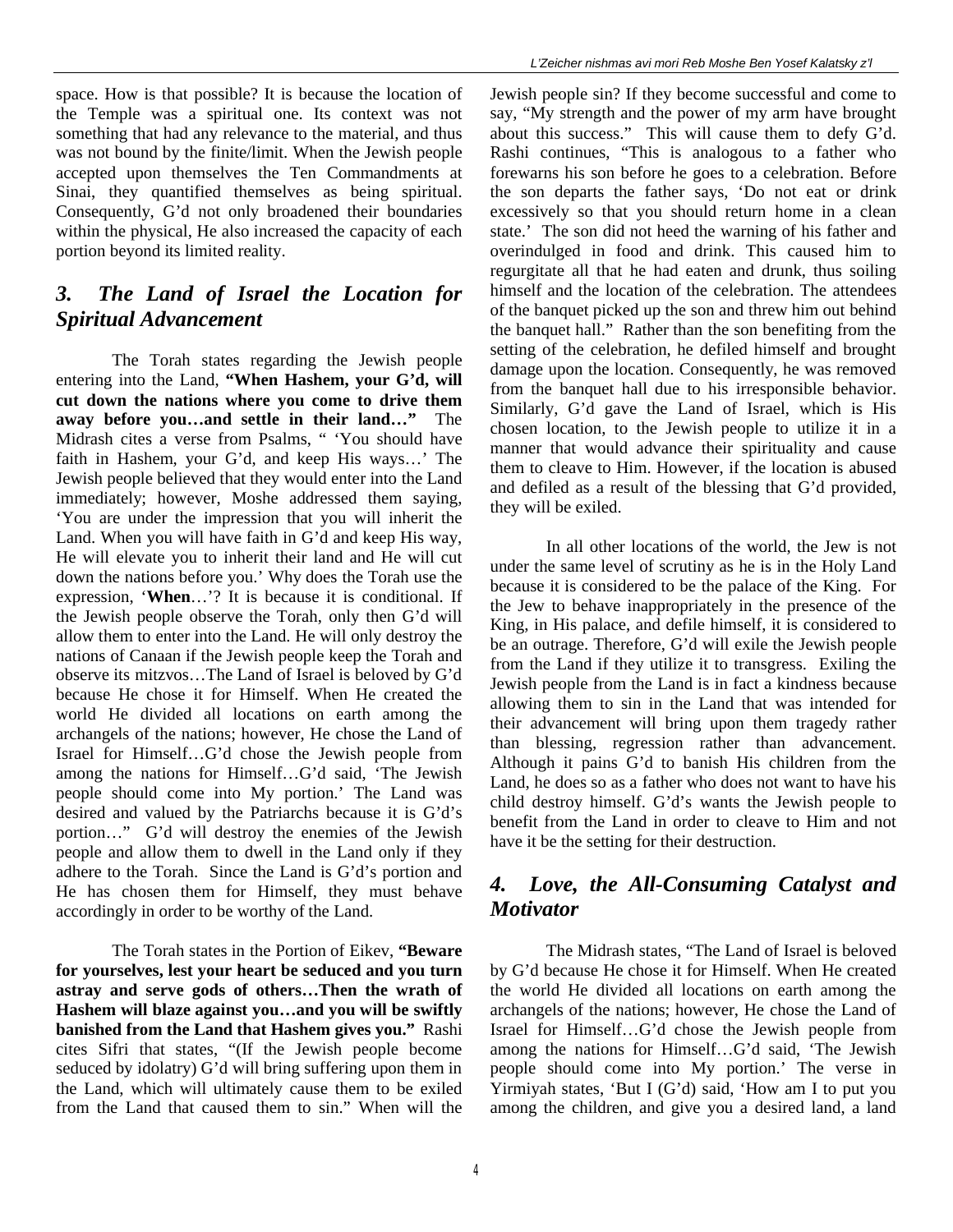space. How is that possible? It is because the location of the Temple was a spiritual one. Its context was not something that had any relevance to the material, and thus was not bound by the finite/limit. When the Jewish people accepted upon themselves the Ten Commandments at Sinai, they quantified themselves as being spiritual. Consequently, G'd not only broadened their boundaries within the physical, He also increased the capacity of each portion beyond its limited reality.

## *3. The Land of Israel the Location for Spiritual Advancement*

The Torah states regarding the Jewish people entering into the Land, **"When Hashem, your G'd, will cut down the nations where you come to drive them away before you…and settle in their land…"** The Midrash cites a verse from Psalms, " 'You should have faith in Hashem, your G'd, and keep His ways…' The Jewish people believed that they would enter into the Land immediately; however, Moshe addressed them saying, 'You are under the impression that you will inherit the Land. When you will have faith in G'd and keep His way, He will elevate you to inherit their land and He will cut down the nations before you.' Why does the Torah use the expression, '**When**…'? It is because it is conditional. If the Jewish people observe the Torah, only then G'd will allow them to enter into the Land. He will only destroy the nations of Canaan if the Jewish people keep the Torah and observe its mitzvos…The Land of Israel is beloved by G'd because He chose it for Himself. When He created the world He divided all locations on earth among the archangels of the nations; however, He chose the Land of Israel for Himself…G'd chose the Jewish people from among the nations for Himself…G'd said, 'The Jewish people should come into My portion.' The Land was desired and valued by the Patriarchs because it is G'd's portion…" G'd will destroy the enemies of the Jewish people and allow them to dwell in the Land only if they adhere to the Torah. Since the Land is G'd's portion and He has chosen them for Himself, they must behave accordingly in order to be worthy of the Land.

The Torah states in the Portion of Eikev, **"Beware for yourselves, lest your heart be seduced and you turn astray and serve gods of others…Then the wrath of Hashem will blaze against you…and you will be swiftly banished from the Land that Hashem gives you."** Rashi cites Sifri that states, "(If the Jewish people become seduced by idolatry) G'd will bring suffering upon them in the Land, which will ultimately cause them to be exiled from the Land that caused them to sin." When will the Jewish people sin? If they become successful and come to say, "My strength and the power of my arm have brought about this success." This will cause them to defy G'd. Rashi continues, "This is analogous to a father who forewarns his son before he goes to a celebration. Before the son departs the father says, 'Do not eat or drink excessively so that you should return home in a clean state.' The son did not heed the warning of his father and overindulged in food and drink. This caused him to regurgitate all that he had eaten and drunk, thus soiling himself and the location of the celebration. The attendees of the banquet picked up the son and threw him out behind the banquet hall." Rather than the son benefiting from the setting of the celebration, he defiled himself and brought damage upon the location. Consequently, he was removed from the banquet hall due to his irresponsible behavior. Similarly, G'd gave the Land of Israel, which is His chosen location, to the Jewish people to utilize it in a manner that would advance their spirituality and cause them to cleave to Him. However, if the location is abused and defiled as a result of the blessing that G'd provided, they will be exiled.

In all other locations of the world, the Jew is not under the same level of scrutiny as he is in the Holy Land because it is considered to be the palace of the King. For the Jew to behave inappropriately in the presence of the King, in His palace, and defile himself, it is considered to be an outrage. Therefore, G'd will exile the Jewish people from the Land if they utilize it to transgress. Exiling the Jewish people from the Land is in fact a kindness because allowing them to sin in the Land that was intended for their advancement will bring upon them tragedy rather than blessing, regression rather than advancement. Although it pains G'd to banish His children from the Land, he does so as a father who does not want to have his child destroy himself. G'd's wants the Jewish people to benefit from the Land in order to cleave to Him and not have it be the setting for their destruction.

## *4. Love, the All-Consuming Catalyst and Motivator*

The Midrash states, "The Land of Israel is beloved by G'd because He chose it for Himself. When He created the world He divided all locations on earth among the archangels of the nations; however, He chose the Land of Israel for Himself…G'd chose the Jewish people from among the nations for Himself…G'd said, 'The Jewish people should come into My portion.' The verse in Yirmiyah states, 'But I (G'd) said, 'How am I to put you among the children, and give you a desired land, a land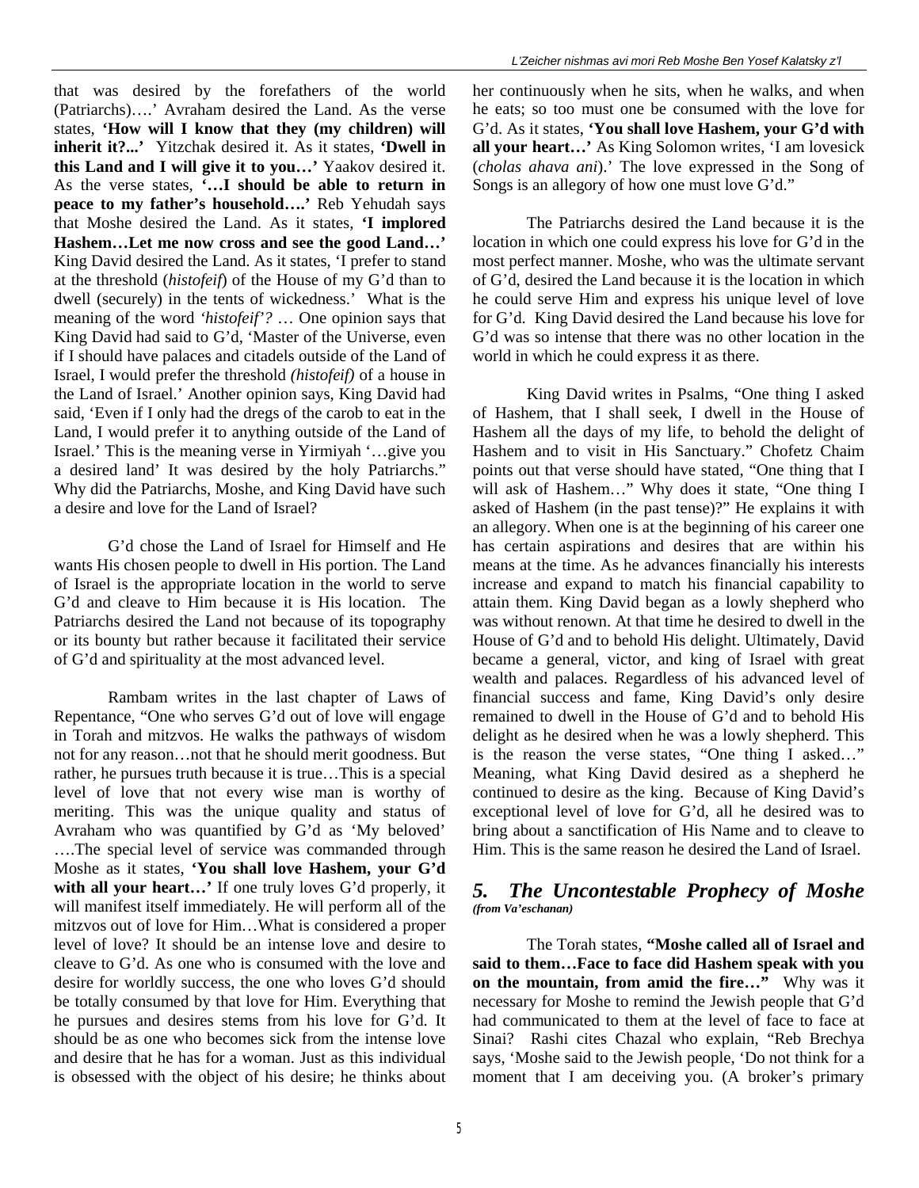that was desired by the forefathers of the world (Patriarchs)….' Avraham desired the Land. As the verse states, **'How will I know that they (my children) will inherit it?...'** Yitzchak desired it. As it states, **'Dwell in this Land and I will give it to you…'** Yaakov desired it. As the verse states, **'…I should be able to return in peace to my father's household….'** Reb Yehudah says that Moshe desired the Land. As it states, **'I implored Hashem…Let me now cross and see the good Land…'** King David desired the Land. As it states, 'I prefer to stand at the threshold (*histofeif*) of the House of my G'd than to dwell (securely) in the tents of wickedness.' What is the meaning of the word *'histofeif'?* … One opinion says that King David had said to G'd, 'Master of the Universe, even if I should have palaces and citadels outside of the Land of Israel, I would prefer the threshold *(histofeif)* of a house in the Land of Israel.' Another opinion says, King David had said, 'Even if I only had the dregs of the carob to eat in the Land, I would prefer it to anything outside of the Land of Israel.' This is the meaning verse in Yirmiyah '…give you a desired land' It was desired by the holy Patriarchs." Why did the Patriarchs, Moshe, and King David have such a desire and love for the Land of Israel?

G'd chose the Land of Israel for Himself and He wants His chosen people to dwell in His portion. The Land of Israel is the appropriate location in the world to serve G'd and cleave to Him because it is His location. The Patriarchs desired the Land not because of its topography or its bounty but rather because it facilitated their service of G'd and spirituality at the most advanced level.

Rambam writes in the last chapter of Laws of Repentance, "One who serves G'd out of love will engage in Torah and mitzvos. He walks the pathways of wisdom not for any reason…not that he should merit goodness. But rather, he pursues truth because it is true…This is a special level of love that not every wise man is worthy of meriting. This was the unique quality and status of Avraham who was quantified by G'd as 'My beloved' ….The special level of service was commanded through Moshe as it states, **'You shall love Hashem, your G'd with all your heart…'** If one truly loves G'd properly, it will manifest itself immediately. He will perform all of the mitzvos out of love for Him…What is considered a proper level of love? It should be an intense love and desire to cleave to G'd. As one who is consumed with the love and desire for worldly success, the one who loves G'd should be totally consumed by that love for Him. Everything that he pursues and desires stems from his love for G'd. It should be as one who becomes sick from the intense love and desire that he has for a woman. Just as this individual is obsessed with the object of his desire; he thinks about her continuously when he sits, when he walks, and when he eats; so too must one be consumed with the love for G'd. As it states, **'You shall love Hashem, your G'd with all your heart…'** As King Solomon writes, 'I am lovesick (*cholas ahava ani*).' The love expressed in the Song of Songs is an allegory of how one must love G'd."

The Patriarchs desired the Land because it is the location in which one could express his love for G'd in the most perfect manner. Moshe, who was the ultimate servant of G'd, desired the Land because it is the location in which he could serve Him and express his unique level of love for G'd. King David desired the Land because his love for G'd was so intense that there was no other location in the world in which he could express it as there.

King David writes in Psalms, "One thing I asked of Hashem, that I shall seek, I dwell in the House of Hashem all the days of my life, to behold the delight of Hashem and to visit in His Sanctuary." Chofetz Chaim points out that verse should have stated, "One thing that I will ask of Hashem…" Why does it state, "One thing I asked of Hashem (in the past tense)?" He explains it with an allegory. When one is at the beginning of his career one has certain aspirations and desires that are within his means at the time. As he advances financially his interests increase and expand to match his financial capability to attain them. King David began as a lowly shepherd who was without renown. At that time he desired to dwell in the House of G'd and to behold His delight. Ultimately, David became a general, victor, and king of Israel with great wealth and palaces. Regardless of his advanced level of financial success and fame, King David's only desire remained to dwell in the House of G'd and to behold His delight as he desired when he was a lowly shepherd. This is the reason the verse states, "One thing I asked…" Meaning, what King David desired as a shepherd he continued to desire as the king. Because of King David's exceptional level of love for G'd, all he desired was to bring about a sanctification of His Name and to cleave to Him. This is the same reason he desired the Land of Israel.

## *5. The Uncontestable Prophecy of Moshe*
***(from Va'eschanan)***

The Torah states, **"Moshe called all of Israel and said to them…Face to face did Hashem speak with you on the mountain, from amid the fire…"** Why was it necessary for Moshe to remind the Jewish people that G'd had communicated to them at the level of face to face at Sinai? Rashi cites Chazal who explain, "Reb Brechya says, 'Moshe said to the Jewish people, 'Do not think for a moment that I am deceiving you. (A broker's primary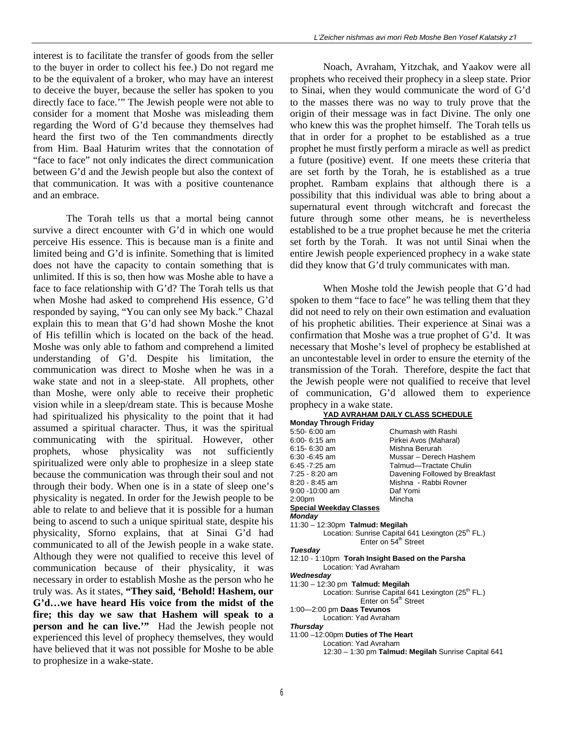interest is to facilitate the transfer of goods from the seller to the buyer in order to collect his fee.) Do not regard me to be the equivalent of a broker, who may have an interest to deceive the buyer, because the seller has spoken to you directly face to face.'" The Jewish people were not able to consider for a moment that Moshe was misleading them regarding the Word of G'd because they themselves had heard the first two of the Ten commandments directly from Him. Baal Haturim writes that the connotation of "face to face" not only indicates the direct communication between G'd and the Jewish people but also the context of that communication. It was with a positive countenance and an embrace.

The Torah tells us that a mortal being cannot survive a direct encounter with G'd in which one would perceive His essence. This is because man is a finite and limited being and G'd is infinite. Something that is limited does not have the capacity to contain something that is unlimited. If this is so, then how was Moshe able to have a face to face relationship with G'd? The Torah tells us that when Moshe had asked to comprehend His essence, G'd responded by saying, "You can only see My back." Chazal explain this to mean that G'd had shown Moshe the knot of His tefillin which is located on the back of the head. Moshe was only able to fathom and comprehend a limited understanding of G'd. Despite his limitation, the communication was direct to Moshe when he was in a wake state and not in a sleep-state. All prophets, other than Moshe, were only able to receive their prophetic vision while in a sleep/dream state. This is because Moshe had spiritualized his physicality to the point that it had assumed a spiritual character. Thus, it was the spiritual communicating with the spiritual. However, other prophets, whose physicality was not sufficiently spiritualized were only able to prophesize in a sleep state because the communication was through their soul and not through their body. When one is in a state of sleep one's physicality is negated. In order for the Jewish people to be able to relate to and believe that it is possible for a human being to ascend to such a unique spiritual state, despite his physicality, Sforno explains, that at Sinai G'd had communicated to all of the Jewish people in a wake state. Although they were not qualified to receive this level of communication because of their physicality, it was necessary in order to establish Moshe as the person who he truly was. As it states, **"They said, 'Behold! Hashem, our G'd…we have heard His voice from the midst of the fire; this day we saw that Hashem will speak to a person and he can live.'"** Had the Jewish people not experienced this level of prophecy themselves, they would have believed that it was not possible for Moshe to be able to prophesize in a wake-state.

Noach, Avraham, Yitzchak, and Yaakov were all prophets who received their prophecy in a sleep state. Prior to Sinai, when they would communicate the word of G'd to the masses there was no way to truly prove that the origin of their message was in fact Divine. The only one who knew this was the prophet himself. The Torah tells us that in order for a prophet to be established as a true prophet he must firstly perform a miracle as well as predict a future (positive) event. If one meets these criteria that are set forth by the Torah, he is established as a true prophet. Rambam explains that although there is a possibility that this individual was able to bring about a supernatural event through witchcraft and forecast the future through some other means, he is nevertheless established to be a true prophet because he met the criteria set forth by the Torah. It was not until Sinai when the entire Jewish people experienced prophecy in a wake state did they know that G'd truly communicates with man.

When Moshe told the Jewish people that G'd had spoken to them "face to face" he was telling them that they did not need to rely on their own estimation and evaluation of his prophetic abilities. Their experience at Sinai was a confirmation that Moshe was a true prophet of G'd. It was necessary that Moshe's level of prophecy be established at an uncontestable level in order to ensure the eternity of the transmission of the Torah. Therefore, despite the fact that the Jewish people were not qualified to receive that level of communication, G'd allowed them to experience prophecy in a wake state.

**YAD AVRAHAM DAILY CLASS SCHEDULE**

**Monday Through Friday**

| | |
|---|---|
| 5:50- 6:00 am | Chumash with Rashi |
| 6:00- 6:15 am | Pirkei Avos (Maharal) |
| 6:15- 6:30 am | Mishna Berurah |
| 6:30 -6:45 am | Mussar – Derech Hashem |
| 6:45 -7:25 am | Talmud—Tractate Chulin |
| 7:25 - 8:20 am | Davening Followed by Breakfast |
| 8:20 - 8:45 am | Mishna - Rabbi Rovner |
| 9:00 -10:00 am | Daf Yomi |
| 2:00pm | Mincha |

**Special Weekday Classes**

***Monday***

11:30 – 12:30pm **Talmud: Megilah**
Location: Sunrise Capital 641 Lexington (25th FL.)
Enter on 54th Street

***Tuesday***

12:10 - 1:10pm **Torah Insight Based on the Parsha**
Location: Yad Avraham

***Wednesday***

11:30 – 12:30 pm **Talmud: Megilah**
Location: Sunrise Capital 641 Lexington (25th FL.)
Enter on 54th Street

1:00—2:00 pm **Daas Tevunos**
Location: Yad Avraham

***Thursday***

11:00 –12:00pm **Duties of The Heart**
Location: Yad Avraham
12:30 – 1:30 pm **Talmud: Megilah** Sunrise Capital 641